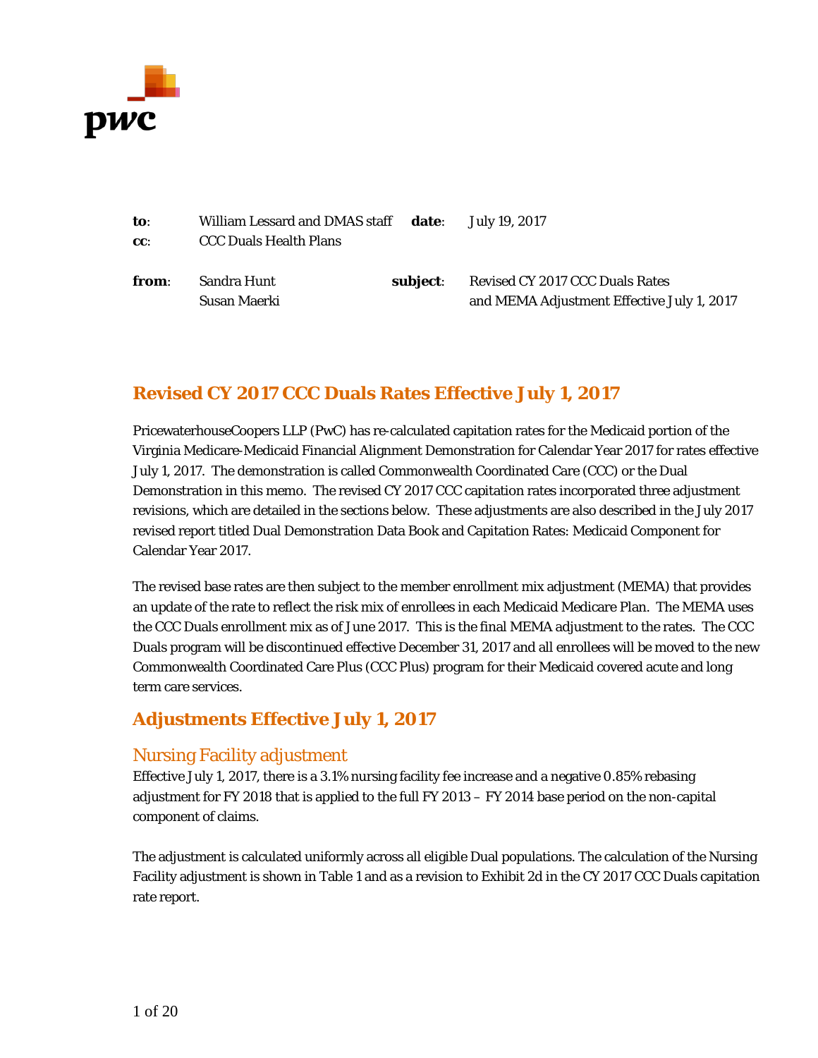| | | | |
|---|---|---|---|
| **to**: | William Lessard and DMAS staff | **date**: | July 19, 2017 |
| **cc**: | CCC Duals Health Plans | | |
| **from**: | Sandra Hunt<br>Susan Maerki | **subject**: | Revised CY 2017 CCC Duals Rates and MEMA Adjustment Effective July 1, 2017 |

## Revised CY 2017 CCC Duals Rates Effective July 1, 2017

PricewaterhouseCoopers LLP (PwC) has re-calculated capitation rates for the Medicaid portion of the Virginia Medicare-Medicaid Financial Alignment Demonstration for Calendar Year 2017 for rates effective July 1, 2017. The demonstration is called Commonwealth Coordinated Care (CCC) or the Dual Demonstration in this memo. The revised CY 2017 CCC capitation rates incorporated three adjustment revisions, which are detailed in the sections below. These adjustments are also described in the July 2017 revised report titled Dual Demonstration Data Book and Capitation Rates: Medicaid Component for Calendar Year 2017.

The revised base rates are then subject to the member enrollment mix adjustment (MEMA) that provides an update of the rate to reflect the risk mix of enrollees in each Medicaid Medicare Plan. The MEMA uses the CCC Duals enrollment mix as of June 2017. This is the final MEMA adjustment to the rates. The CCC Duals program will be discontinued effective December 31, 2017 and all enrollees will be moved to the new Commonwealth Coordinated Care Plus (CCC Plus) program for their Medicaid covered acute and long term care services.

## Adjustments Effective July 1, 2017

### Nursing Facility adjustment

Effective July 1, 2017, there is a 3.1% nursing facility fee increase and a negative 0.85% rebasing adjustment for FY 2018 that is applied to the full FY 2013 – FY 2014 base period on the non-capital component of claims.

The adjustment is calculated uniformly across all eligible Dual populations. The calculation of the Nursing Facility adjustment is shown in Table 1 and as a revision to Exhibit 2d in the CY 2017 CCC Duals capitation rate report.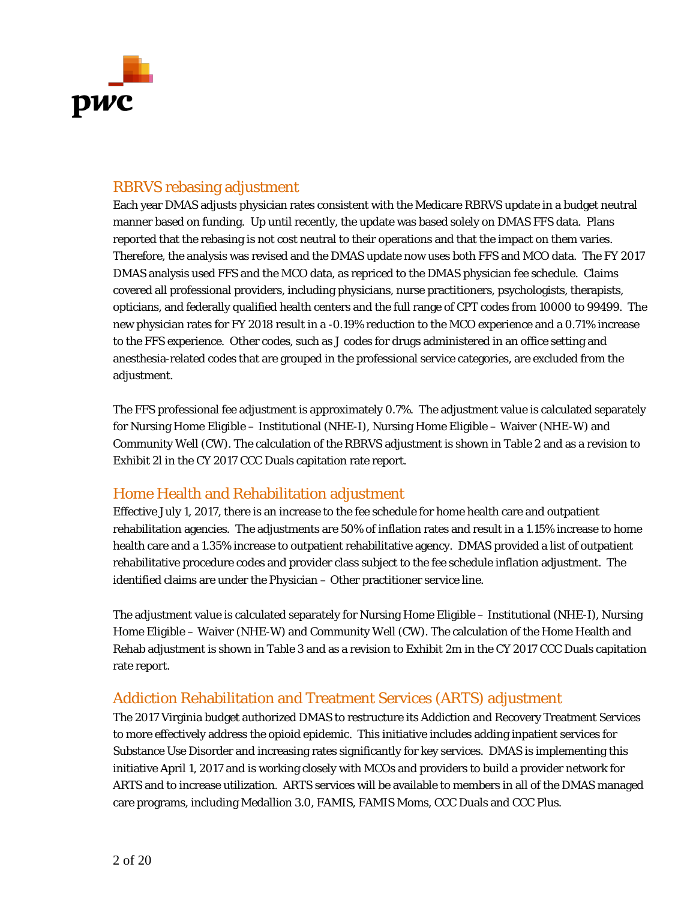## RBRVS rebasing adjustment

Each year DMAS adjusts physician rates consistent with the Medicare RBRVS update in a budget neutral manner based on funding. Up until recently, the update was based solely on DMAS FFS data. Plans reported that the rebasing is not cost neutral to their operations and that the impact on them varies. Therefore, the analysis was revised and the DMAS update now uses both FFS and MCO data. The FY 2017 DMAS analysis used FFS and the MCO data, as repriced to the DMAS physician fee schedule. Claims covered all professional providers, including physicians, nurse practitioners, psychologists, therapists, opticians, and federally qualified health centers and the full range of CPT codes from 10000 to 99499. The new physician rates for FY 2018 result in a -0.19% reduction to the MCO experience and a 0.71% increase to the FFS experience. Other codes, such as J codes for drugs administered in an office setting and anesthesia-related codes that are grouped in the professional service categories, are excluded from the adjustment.

The FFS professional fee adjustment is approximately 0.7%. The adjustment value is calculated separately for Nursing Home Eligible – Institutional (NHE-I), Nursing Home Eligible – Waiver (NHE-W) and Community Well (CW). The calculation of the RBRVS adjustment is shown in Table 2 and as a revision to Exhibit 2l in the CY 2017 CCC Duals capitation rate report.

## Home Health and Rehabilitation adjustment

Effective July 1, 2017, there is an increase to the fee schedule for home health care and outpatient rehabilitation agencies. The adjustments are 50% of inflation rates and result in a 1.15% increase to home health care and a 1.35% increase to outpatient rehabilitative agency. DMAS provided a list of outpatient rehabilitative procedure codes and provider class subject to the fee schedule inflation adjustment. The identified claims are under the Physician – Other practitioner service line.

The adjustment value is calculated separately for Nursing Home Eligible – Institutional (NHE-I), Nursing Home Eligible – Waiver (NHE-W) and Community Well (CW). The calculation of the Home Health and Rehab adjustment is shown in Table 3 and as a revision to Exhibit 2m in the CY 2017 CCC Duals capitation rate report.

## Addiction Rehabilitation and Treatment Services (ARTS) adjustment

The 2017 Virginia budget authorized DMAS to restructure its Addiction and Recovery Treatment Services to more effectively address the opioid epidemic. This initiative includes adding inpatient services for Substance Use Disorder and increasing rates significantly for key services. DMAS is implementing this initiative April 1, 2017 and is working closely with MCOs and providers to build a provider network for ARTS and to increase utilization. ARTS services will be available to members in all of the DMAS managed care programs, including Medallion 3.0, FAMIS, FAMIS Moms, CCC Duals and CCC Plus.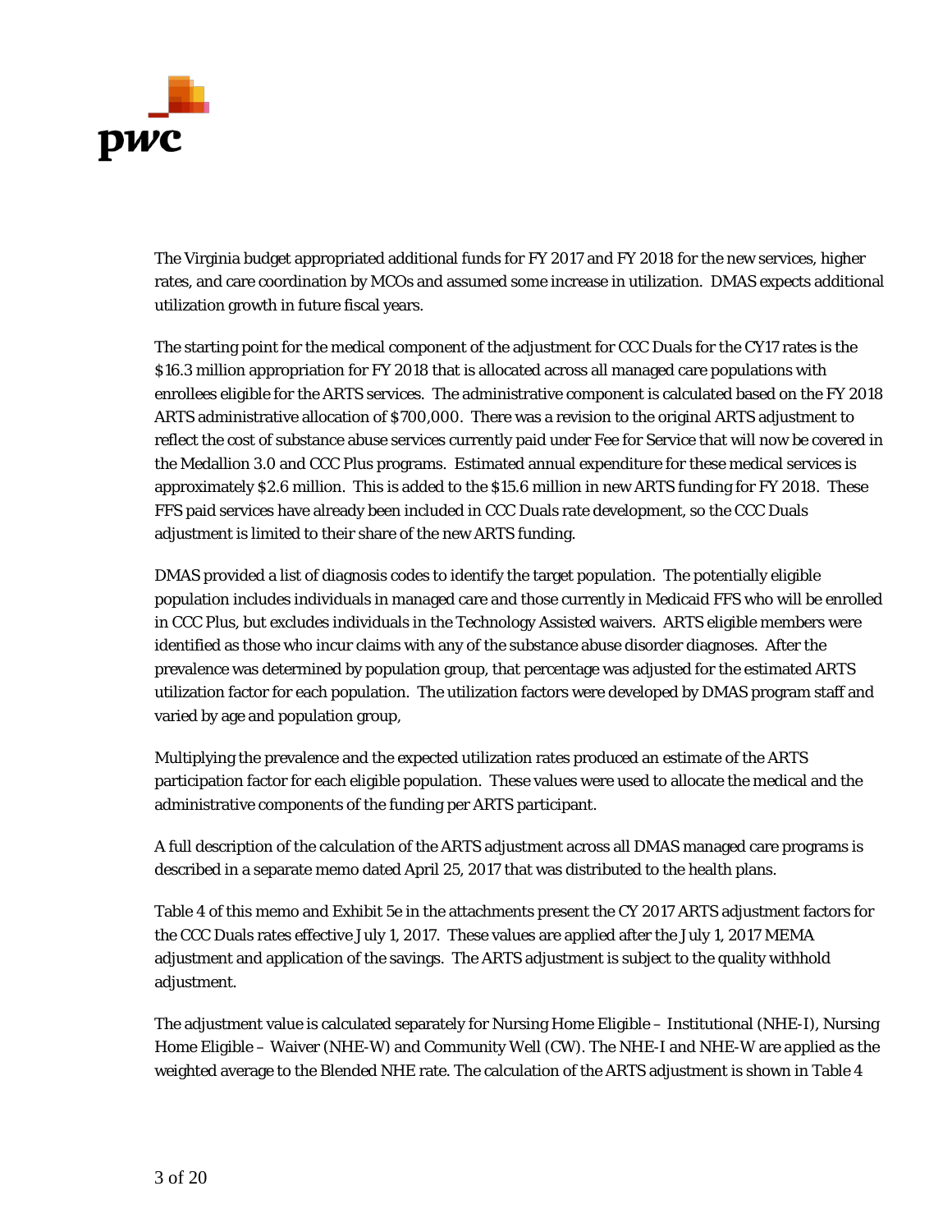The Virginia budget appropriated additional funds for FY 2017 and FY 2018 for the new services, higher rates, and care coordination by MCOs and assumed some increase in utilization. DMAS expects additional utilization growth in future fiscal years.

The starting point for the medical component of the adjustment for CCC Duals for the CY17 rates is the $16.3 million appropriation for FY 2018 that is allocated across all managed care populations with enrollees eligible for the ARTS services. The administrative component is calculated based on the FY 2018 ARTS administrative allocation of $700,000. There was a revision to the original ARTS adjustment to reflect the cost of substance abuse services currently paid under Fee for Service that will now be covered in the Medallion 3.0 and CCC Plus programs. Estimated annual expenditure for these medical services is approximately $2.6 million. This is added to the $15.6 million in new ARTS funding for FY 2018. These FFS paid services have already been included in CCC Duals rate development, so the CCC Duals adjustment is limited to their share of the new ARTS funding.

DMAS provided a list of diagnosis codes to identify the target population. The potentially eligible population includes individuals in managed care and those currently in Medicaid FFS who will be enrolled in CCC Plus, but excludes individuals in the Technology Assisted waivers. ARTS eligible members were identified as those who incur claims with any of the substance abuse disorder diagnoses. After the prevalence was determined by population group, that percentage was adjusted for the estimated ARTS utilization factor for each population. The utilization factors were developed by DMAS program staff and varied by age and population group,

Multiplying the prevalence and the expected utilization rates produced an estimate of the ARTS participation factor for each eligible population. These values were used to allocate the medical and the administrative components of the funding per ARTS participant.

A full description of the calculation of the ARTS adjustment across all DMAS managed care programs is described in a separate memo dated April 25, 2017 that was distributed to the health plans.

Table 4 of this memo and Exhibit 5e in the attachments present the CY 2017 ARTS adjustment factors for the CCC Duals rates effective July 1, 2017. These values are applied after the July 1, 2017 MEMA adjustment and application of the savings. The ARTS adjustment is subject to the quality withhold adjustment.

The adjustment value is calculated separately for Nursing Home Eligible – Institutional (NHE-I), Nursing Home Eligible – Waiver (NHE-W) and Community Well (CW). The NHE-I and NHE-W are applied as the weighted average to the Blended NHE rate. The calculation of the ARTS adjustment is shown in Table 4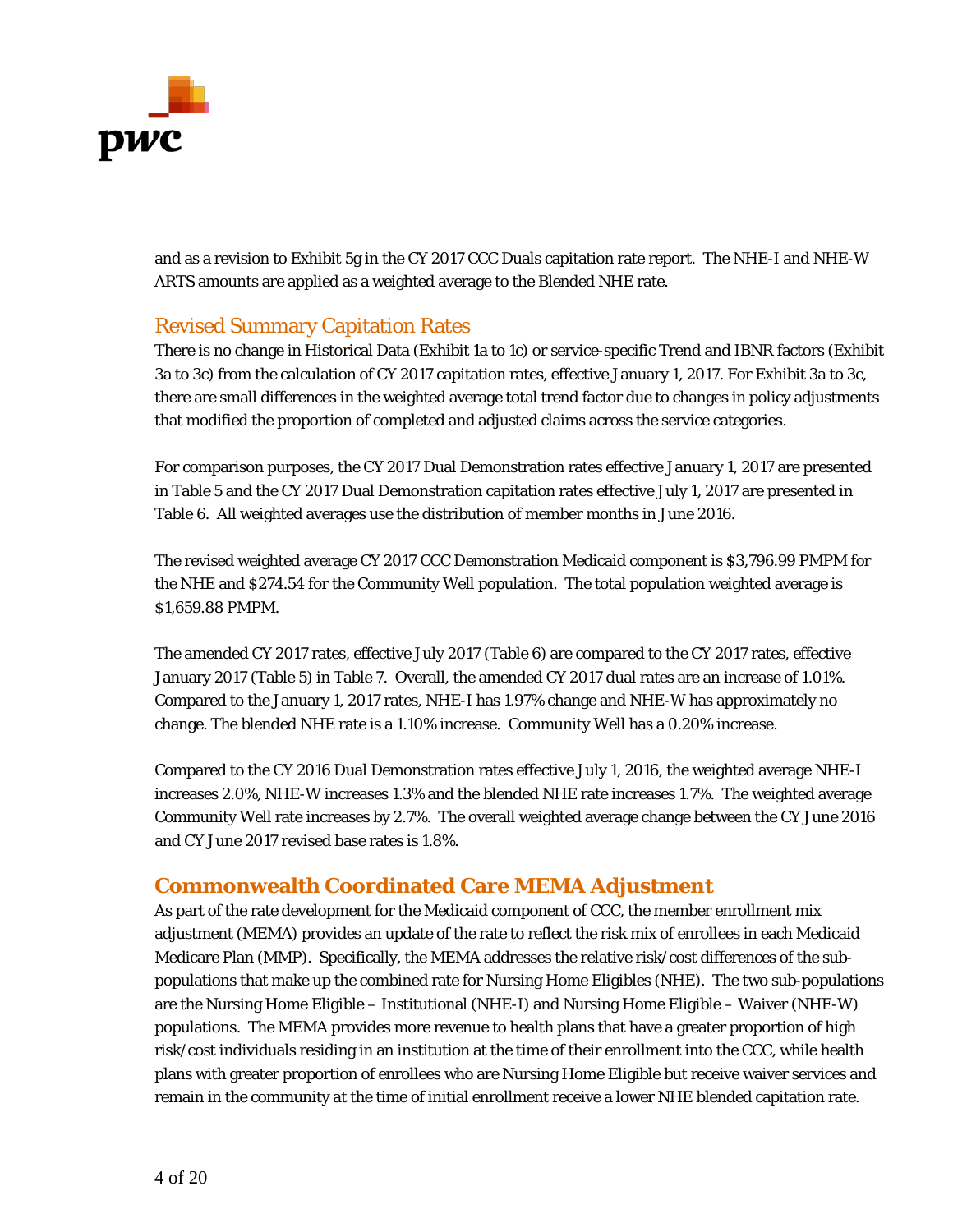and as a revision to Exhibit 5g in the CY 2017 CCC Duals capitation rate report. The NHE-I and NHE-W ARTS amounts are applied as a weighted average to the Blended NHE rate.

### Revised Summary Capitation Rates

There is no change in Historical Data (Exhibit 1a to 1c) or service-specific Trend and IBNR factors (Exhibit 3a to 3c) from the calculation of CY 2017 capitation rates, effective January 1, 2017. For Exhibit 3a to 3c, there are small differences in the weighted average total trend factor due to changes in policy adjustments that modified the proportion of completed and adjusted claims across the service categories.

For comparison purposes, the CY 2017 Dual Demonstration rates effective January 1, 2017 are presented in Table 5 and the CY 2017 Dual Demonstration capitation rates effective July 1, 2017 are presented in Table 6. All weighted averages use the distribution of member months in June 2016.

The revised weighted average CY 2017 CCC Demonstration Medicaid component is $3,796.99 PMPM for the NHE and $274.54 for the Community Well population. The total population weighted average is $1,659.88 PMPM.

The amended CY 2017 rates, effective July 2017 (Table 6) are compared to the CY 2017 rates, effective January 2017 (Table 5) in Table 7. Overall, the amended CY 2017 dual rates are an increase of 1.01%. Compared to the January 1, 2017 rates, NHE-I has 1.97% change and NHE-W has approximately no change. The blended NHE rate is a 1.10% increase. Community Well has a 0.20% increase.

Compared to the CY 2016 Dual Demonstration rates effective July 1, 2016, the weighted average NHE-I increases 2.0%, NHE-W increases 1.3% and the blended NHE rate increases 1.7%. The weighted average Community Well rate increases by 2.7%. The overall weighted average change between the CY June 2016 and CY June 2017 revised base rates is 1.8%.

## Commonwealth Coordinated Care MEMA Adjustment

As part of the rate development for the Medicaid component of CCC, the member enrollment mix adjustment (MEMA) provides an update of the rate to reflect the risk mix of enrollees in each Medicaid Medicare Plan (MMP). Specifically, the MEMA addresses the relative risk/cost differences of the sub-populations that make up the combined rate for Nursing Home Eligibles (NHE). The two sub-populations are the Nursing Home Eligible – Institutional (NHE-I) and Nursing Home Eligible – Waiver (NHE-W) populations. The MEMA provides more revenue to health plans that have a greater proportion of high risk/cost individuals residing in an institution at the time of their enrollment into the CCC, while health plans with greater proportion of enrollees who are Nursing Home Eligible but receive waiver services and remain in the community at the time of initial enrollment receive a lower NHE blended capitation rate.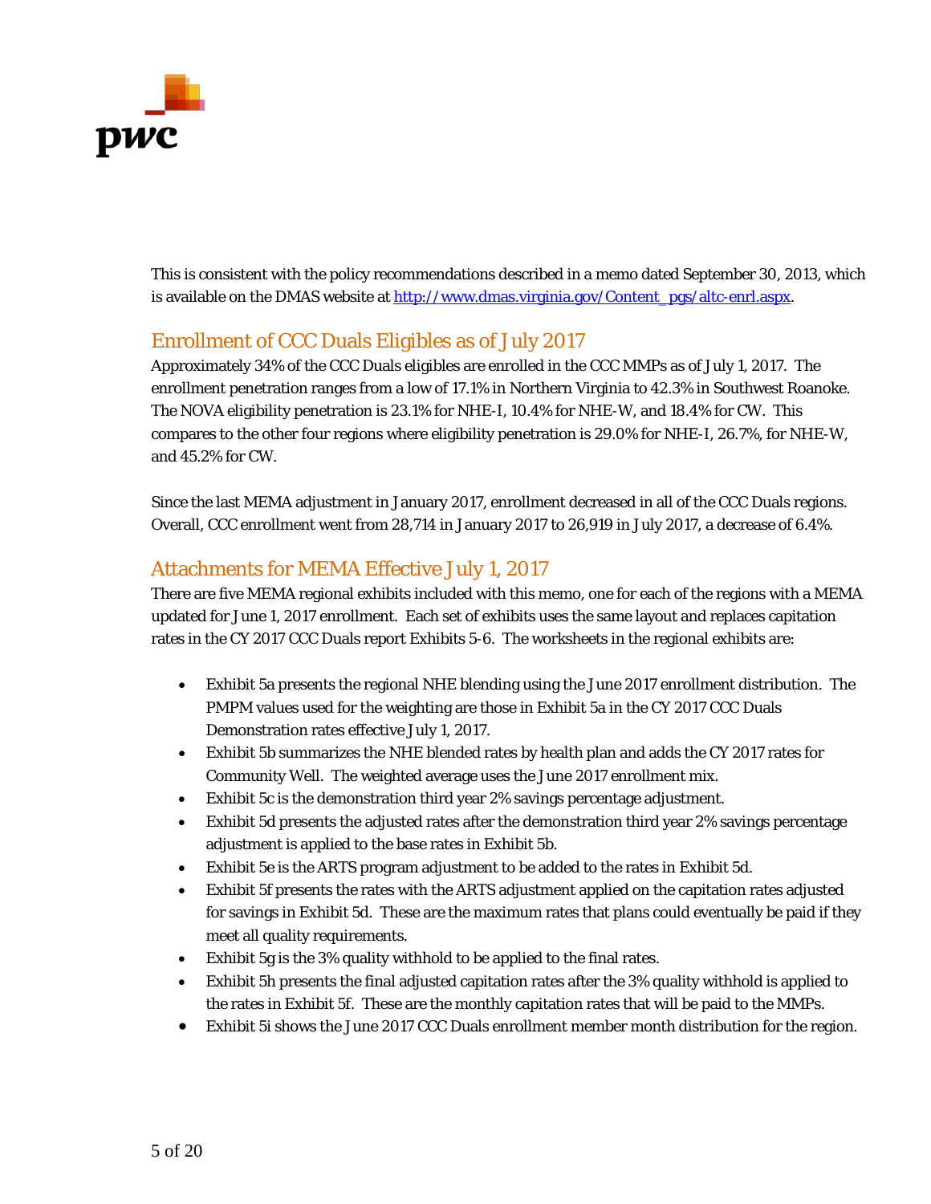This is consistent with the policy recommendations described in a memo dated September 30, 2013, which is available on the DMAS website at [http://www.dmas.virginia.gov/Content_pgs/altc-enrl.aspx](http://www.dmas.virginia.gov/Content_pgs/altc-enrl.aspx).

## Enrollment of CCC Duals Eligibles as of July 2017

Approximately 34% of the CCC Duals eligibles are enrolled in the CCC MMPs as of July 1, 2017. The enrollment penetration ranges from a low of 17.1% in Northern Virginia to 42.3% in Southwest Roanoke. The NOVA eligibility penetration is 23.1% for NHE-I, 10.4% for NHE-W, and 18.4% for CW. This compares to the other four regions where eligibility penetration is 29.0% for NHE-I, 26.7%, for NHE-W, and 45.2% for CW.

Since the last MEMA adjustment in January 2017, enrollment decreased in all of the CCC Duals regions. Overall, CCC enrollment went from 28,714 in January 2017 to 26,919 in July 2017, a decrease of 6.4%.

## Attachments for MEMA Effective July 1, 2017

There are five MEMA regional exhibits included with this memo, one for each of the regions with a MEMA updated for June 1, 2017 enrollment. Each set of exhibits uses the same layout and replaces capitation rates in the CY 2017 CCC Duals report Exhibits 5-6. The worksheets in the regional exhibits are:

- Exhibit 5a presents the regional NHE blending using the June 2017 enrollment distribution. The PMPM values used for the weighting are those in Exhibit 5a in the CY 2017 CCC Duals Demonstration rates effective July 1, 2017.
- Exhibit 5b summarizes the NHE blended rates by health plan and adds the CY 2017 rates for Community Well. The weighted average uses the June 2017 enrollment mix.
- Exhibit 5c is the demonstration third year 2% savings percentage adjustment.
- Exhibit 5d presents the adjusted rates after the demonstration third year 2% savings percentage adjustment is applied to the base rates in Exhibit 5b.
- Exhibit 5e is the ARTS program adjustment to be added to the rates in Exhibit 5d.
- Exhibit 5f presents the rates with the ARTS adjustment applied on the capitation rates adjusted for savings in Exhibit 5d. These are the maximum rates that plans could eventually be paid if they meet all quality requirements.
- Exhibit 5g is the 3% quality withhold to be applied to the final rates.
- Exhibit 5h presents the final adjusted capitation rates after the 3% quality withhold is applied to the rates in Exhibit 5f. These are the monthly capitation rates that will be paid to the MMPs.
- Exhibit 5i shows the June 2017 CCC Duals enrollment member month distribution for the region.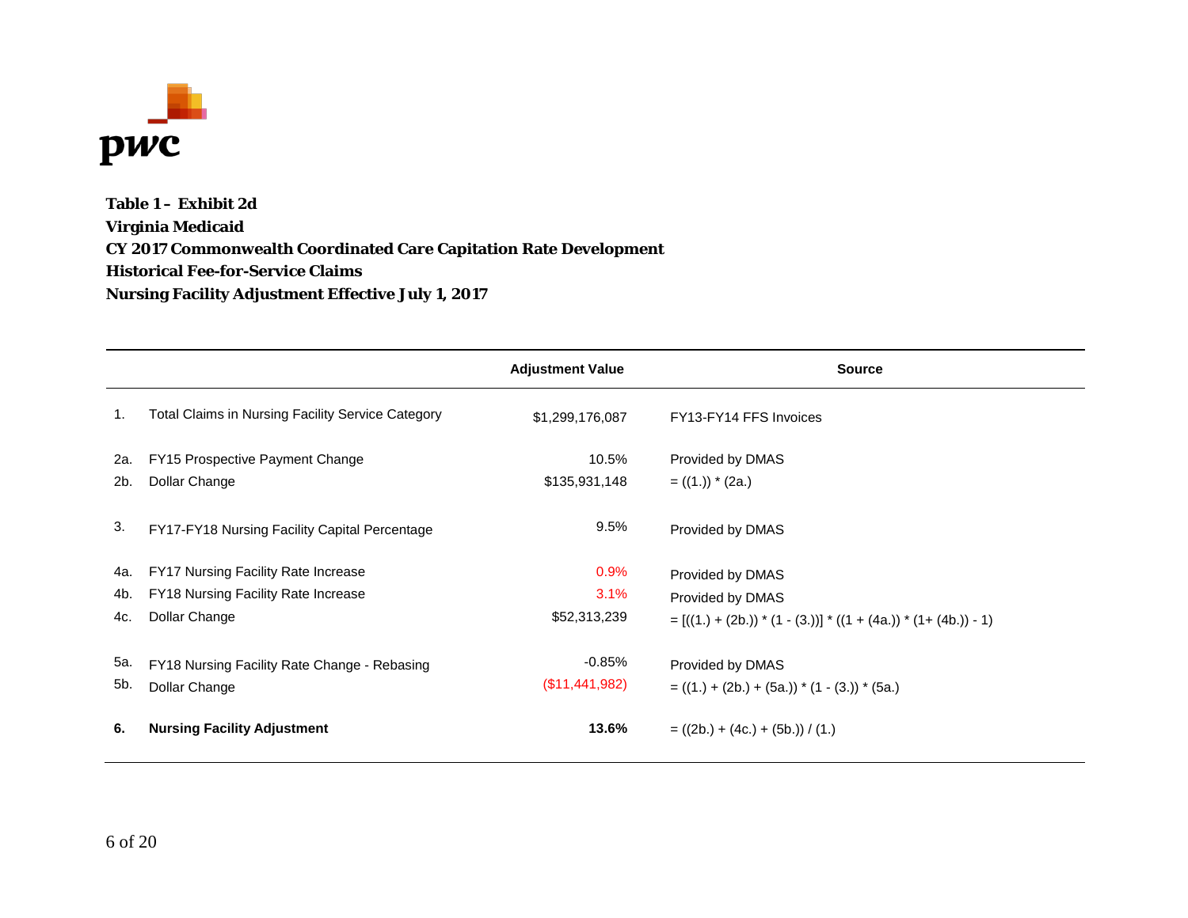**Table 1 – Exhibit 2d**
**Virginia Medicaid**
**CY 2017 Commonwealth Coordinated Care Capitation Rate Development**
**Historical Fee-for-Service Claims**
**Nursing Facility Adjustment Effective July 1, 2017**

| | | Adjustment Value | Source |
|---|---|---|---|
| 1. | Total Claims in Nursing Facility Service Category | $1,299,176,087 | FY13-FY14 FFS Invoices |
| 2a. | FY15 Prospective Payment Change | 10.5% | Provided by DMAS |
| 2b. | Dollar Change | $135,931,148 | = ((1.)) * (2a.) |
| 3. | FY17-FY18 Nursing Facility Capital Percentage | 9.5% | Provided by DMAS |
| 4a. | FY17 Nursing Facility Rate Increase | 0.9% | Provided by DMAS |
| 4b. | FY18 Nursing Facility Rate Increase | 3.1% | Provided by DMAS |
| 4c. | Dollar Change | $52,313,239 | = [((1.) + (2b.)) * (1 - (3.))] * ((1 + (4a.)) * (1+ (4b.)) - 1) |
| 5a. | FY18 Nursing Facility Rate Change - Rebasing | -0.85% | Provided by DMAS |
| 5b. | Dollar Change | ($11,441,982) | = ((1.) + (2b.) + (5a.)) * (1 - (3.)) * (5a.) |
| **6.** | **Nursing Facility Adjustment** | **13.6%** | = ((2b.) + (4c.) + (5b.)) / (1.) |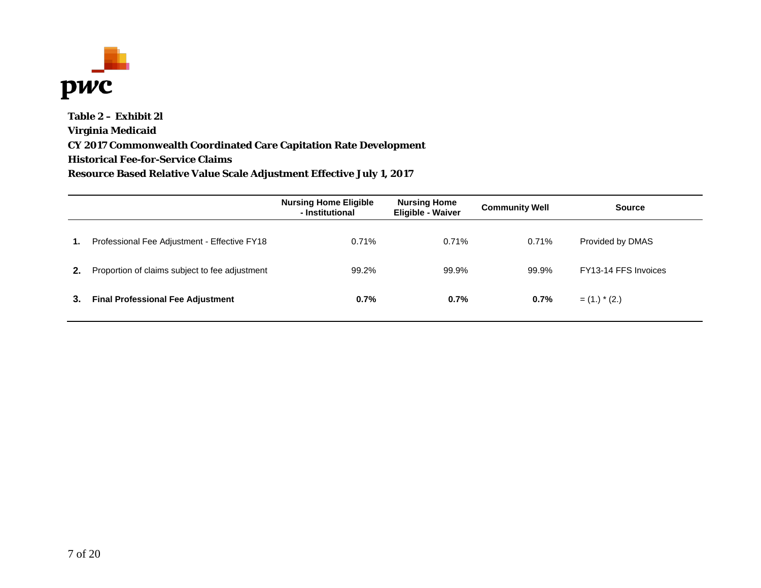**Table 2 – Exhibit 2l**
**Virginia Medicaid**
**CY 2017 Commonwealth Coordinated Care Capitation Rate Development**
**Historical Fee-for-Service Claims**
**Resource Based Relative Value Scale Adjustment Effective July 1, 2017**

| | | Nursing Home Eligible - Institutional | Nursing Home Eligible - Waiver | Community Well | Source |
|---|---|---|---|---|---|
| **1.** | Professional Fee Adjustment - Effective FY18 | 0.71% | 0.71% | 0.71% | Provided by DMAS |
| **2.** | Proportion of claims subject to fee adjustment | 99.2% | 99.9% | 99.9% | FY13-14 FFS Invoices |
| **3.** | **Final Professional Fee Adjustment** | **0.7%** | **0.7%** | **0.7%** | = (1.) * (2.) |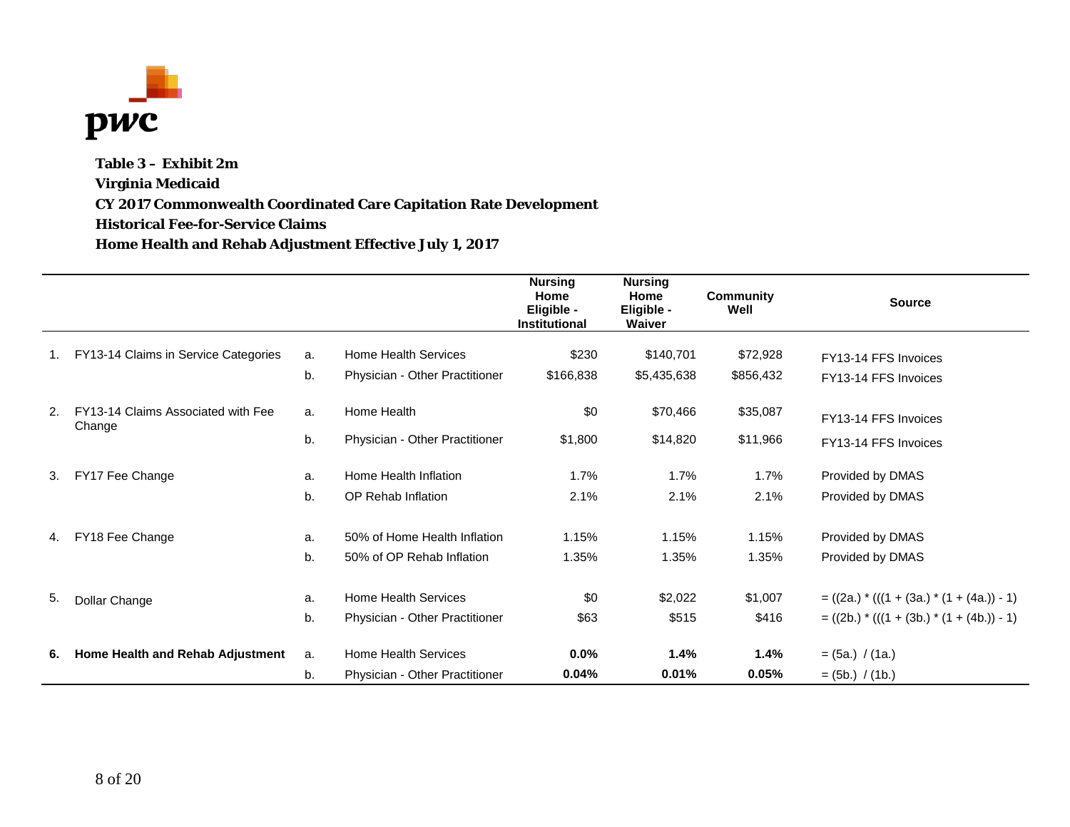**Table 3 – Exhibit 2m**
**Virginia Medicaid**
**CY 2017 Commonwealth Coordinated Care Capitation Rate Development**
**Historical Fee-for-Service Claims**
**Home Health and Rehab Adjustment Effective July 1, 2017**

| | | | | Nursing Home Eligible - Institutional | Nursing Home Eligible - Waiver | Community Well | Source |
|---|---|---|---|---|---|---|---|
| 1. | FY13-14 Claims in Service Categories | a. | Home Health Services | $230 | $140,701 | $72,928 | FY13-14 FFS Invoices |
| | | b. | Physician - Other Practitioner | $166,838 | $5,435,638 | $856,432 | FY13-14 FFS Invoices |
| 2. | FY13-14 Claims Associated with Fee Change | a. | Home Health | $0 | $70,466 | $35,087 | FY13-14 FFS Invoices |
| | | b. | Physician - Other Practitioner | $1,800 | $14,820 | $11,966 | FY13-14 FFS Invoices |
| 3. | FY17 Fee Change | a. | Home Health Inflation | 1.7% | 1.7% | 1.7% | Provided by DMAS |
| | | b. | OP Rehab Inflation | 2.1% | 2.1% | 2.1% | Provided by DMAS |
| 4. | FY18 Fee Change | a. | 50% of Home Health Inflation | 1.15% | 1.15% | 1.15% | Provided by DMAS |
| | | b. | 50% of OP Rehab Inflation | 1.35% | 1.35% | 1.35% | Provided by DMAS |
| 5. | Dollar Change | a. | Home Health Services | $0 | $2,022 | $1,007 | = ((2a.) * (((1 + (3a.) * (1 + (4a.)) - 1) |
| | | b. | Physician - Other Practitioner | $63 | $515 | $416 | = ((2b.) * (((1 + (3b.) * (1 + (4b.)) - 1) |
| **6.** | **Home Health and Rehab Adjustment** | a. | Home Health Services | **0.0%** | **1.4%** | **1.4%** | = (5a.) / (1a.) |
| | | b. | Physician - Other Practitioner | **0.04%** | **0.01%** | **0.05%** | = (5b.) / (1b.) |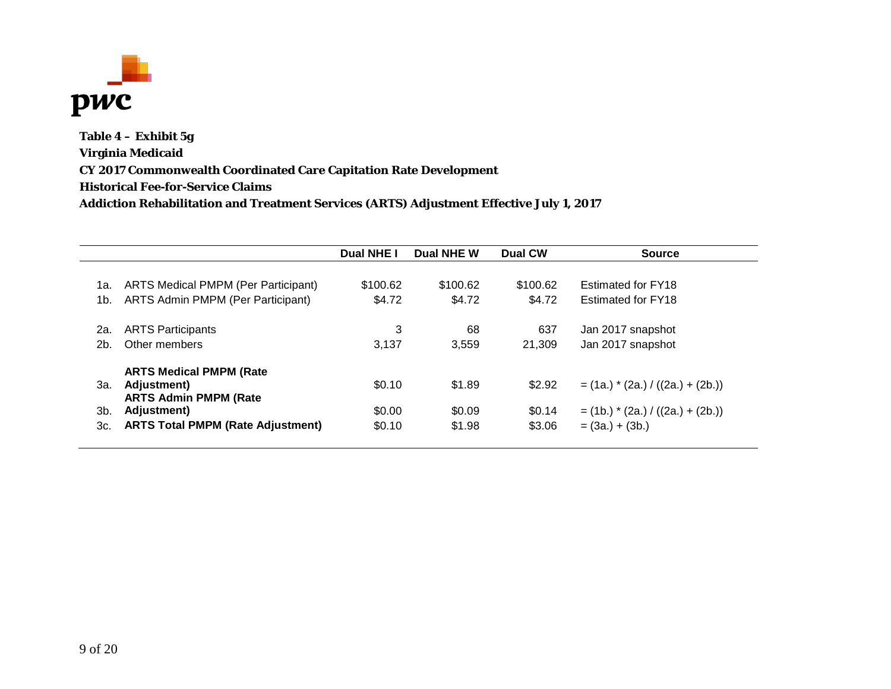**Table 4 – Exhibit 5g**
**Virginia Medicaid**
**CY 2017 Commonwealth Coordinated Care Capitation Rate Development**
**Historical Fee-for-Service Claims**
**Addiction Rehabilitation and Treatment Services (ARTS) Adjustment Effective July 1, 2017**

| | | Dual NHE I | Dual NHE W | Dual CW | Source |
|---|---|---|---|---|---|
| 1a. | ARTS Medical PMPM (Per Participant) | $100.62 | $100.62 | $100.62 | Estimated for FY18 |
| 1b. | ARTS Admin PMPM (Per Participant) | $4.72 | $4.72 | $4.72 | Estimated for FY18 |
| 2a. | ARTS Participants | 3 | 68 | 637 | Jan 2017 snapshot |
| 2b. | Other members | 3,137 | 3,559 | 21,309 | Jan 2017 snapshot |
| 3a. | **ARTS Medical PMPM (Rate Adjustment)** | $0.10 | $1.89 | $2.92 | = (1a.) * (2a.) / ((2a.) + (2b.)) |
| 3b. | **ARTS Admin PMPM (Rate Adjustment)** | $0.00 | $0.09 | $0.14 | = (1b.) * (2a.) / ((2a.) + (2b.)) |
| 3c. | **ARTS Total PMPM (Rate Adjustment)** | $0.10 | $1.98 | $3.06 | = (3a.) + (3b.) |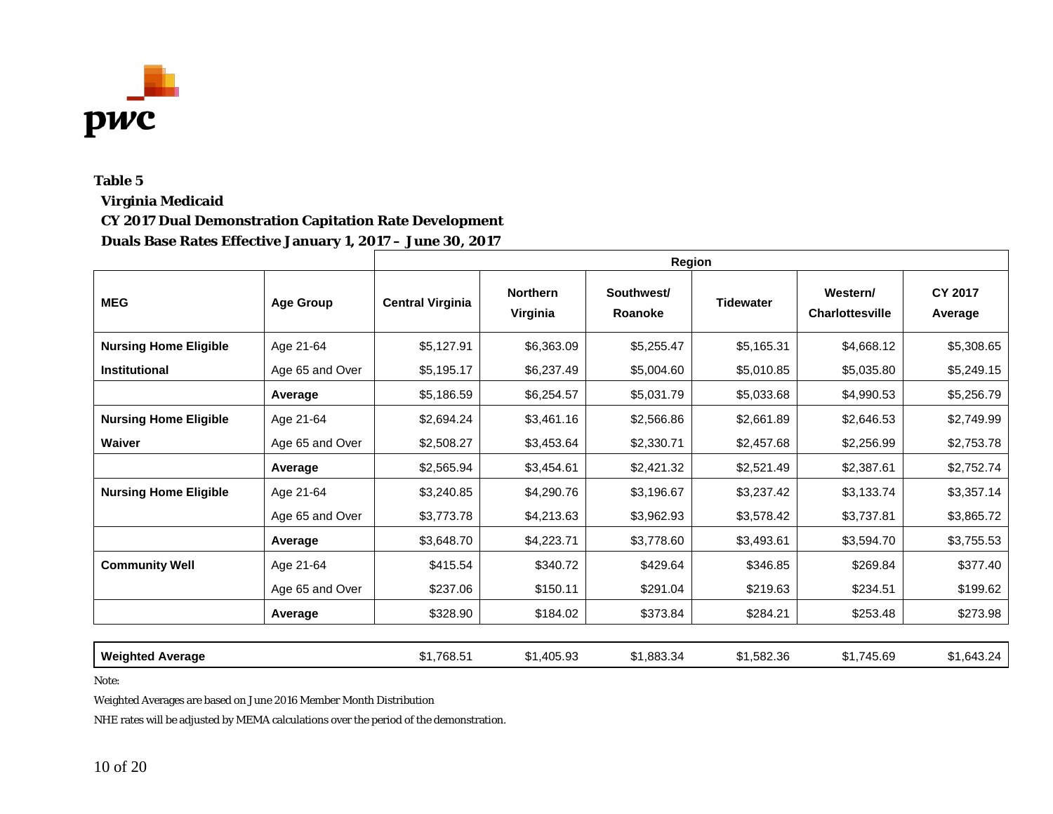**Table 5**

**Virginia Medicaid**

**CY 2017 Dual Demonstration Capitation Rate Development**

**Duals Base Rates Effective January 1, 2017 – June 30, 2017**

| | | Region | | | | | |
|---|---|---|---|---|---|---|---|
| **MEG** | **Age Group** | **Central Virginia** | **Northern Virginia** | **Southwest/ Roanoke** | **Tidewater** | **Western/ Charlottesville** | **CY 2017 Average** |
| **Nursing Home Eligible Institutional** | Age 21-64 | $5,127.91 | $6,363.09 | $5,255.47 | $5,165.31 | $4,668.12 | $5,308.65 |
| | Age 65 and Over | $5,195.17 | $6,237.49 | $5,004.60 | $5,010.85 | $5,035.80 | $5,249.15 |
| | **Average** | $5,186.59 | $6,254.57 | $5,031.79 | $5,033.68 | $4,990.53 | $5,256.79 |
| **Nursing Home Eligible Waiver** | Age 21-64 | $2,694.24 | $3,461.16 | $2,566.86 | $2,661.89 | $2,646.53 | $2,749.99 |
| | Age 65 and Over | $2,508.27 | $3,453.64 | $2,330.71 | $2,457.68 | $2,256.99 | $2,753.78 |
| | **Average** | $2,565.94 | $3,454.61 | $2,421.32 | $2,521.49 | $2,387.61 | $2,752.74 |
| **Nursing Home Eligible** | Age 21-64 | $3,240.85 | $4,290.76 | $3,196.67 | $3,237.42 | $3,133.74 | $3,357.14 |
| | Age 65 and Over | $3,773.78 | $4,213.63 | $3,962.93 | $3,578.42 | $3,737.81 | $3,865.72 |
| | **Average** | $3,648.70 | $4,223.71 | $3,778.60 | $3,493.61 | $3,594.70 | $3,755.53 |
| **Community Well** | Age 21-64 | $415.54 | $340.72 | $429.64 | $346.85 | $269.84 | $377.40 |
| | Age 65 and Over | $237.06 | $150.11 | $291.04 | $219.63 | $234.51 | $199.62 |
| | **Average** | $328.90 | $184.02 | $373.84 | $284.21 | $253.48 | $273.98 |
| **Weighted Average** | | $1,768.51 | $1,405.93 | $1,883.34 | $1,582.36 | $1,745.69 | $1,643.24 |

Note:

Weighted Averages are based on June 2016 Member Month Distribution

NHE rates will be adjusted by MEMA calculations over the period of the demonstration.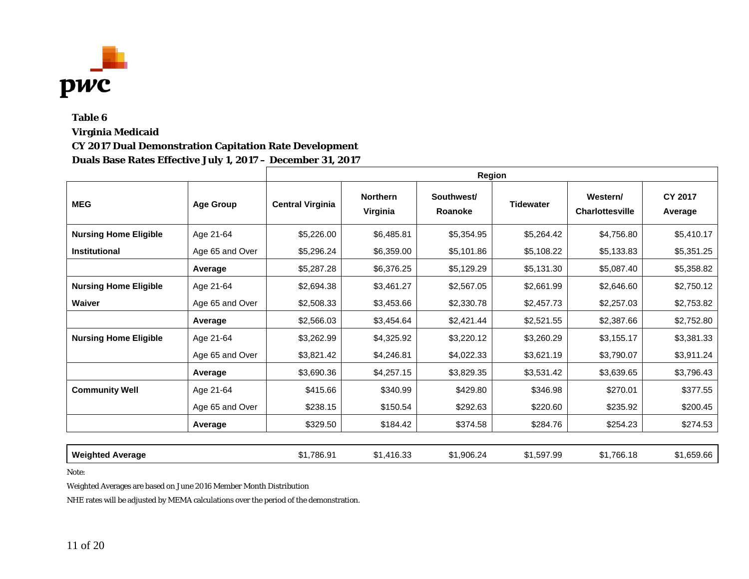**Table 6**
**Virginia Medicaid**
**CY 2017 Dual Demonstration Capitation Rate Development**
**Duals Base Rates Effective July 1, 2017 – December 31, 2017**

| MEG | Age Group | Central Virginia | Northern Virginia | Southwest/ Roanoke | Tidewater | Western/ Charlottesville | CY 2017 Average |
|---|---|---|---|---|---|---|---|
| | | Region | | | | | |
| **Nursing Home Eligible Institutional** | Age 21-64 | $5,226.00 | $6,485.81 | $5,354.95 | $5,264.42 | $4,756.80 | $5,410.17 |
| | Age 65 and Over | $5,296.24 | $6,359.00 | $5,101.86 | $5,108.22 | $5,133.83 | $5,351.25 |
| | **Average** | $5,287.28 | $6,376.25 | $5,129.29 | $5,131.30 | $5,087.40 | $5,358.82 |
| **Nursing Home Eligible Waiver** | Age 21-64 | $2,694.38 | $3,461.27 | $2,567.05 | $2,661.99 | $2,646.60 | $2,750.12 |
| | Age 65 and Over | $2,508.33 | $3,453.66 | $2,330.78 | $2,457.73 | $2,257.03 | $2,753.82 |
| | **Average** | $2,566.03 | $3,454.64 | $2,421.44 | $2,521.55 | $2,387.66 | $2,752.80 |
| **Nursing Home Eligible** | Age 21-64 | $3,262.99 | $4,325.92 | $3,220.12 | $3,260.29 | $3,155.17 | $3,381.33 |
| | Age 65 and Over | $3,821.42 | $4,246.81 | $4,022.33 | $3,621.19 | $3,790.07 | $3,911.24 |
| | **Average** | $3,690.36 | $4,257.15 | $3,829.35 | $3,531.42 | $3,639.65 | $3,796.43 |
| **Community Well** | Age 21-64 | $415.66 | $340.99 | $429.80 | $346.98 | $270.01 | $377.55 |
| | Age 65 and Over | $238.15 | $150.54 | $292.63 | $220.60 | $235.92 | $200.45 |
| | **Average** | $329.50 | $184.42 | $374.58 | $284.76 | $254.23 | $274.53 |
| **Weighted Average** | | $1,786.91 | $1,416.33 | $1,906.24 | $1,597.99 | $1,766.18 | $1,659.66 |

Note:

Weighted Averages are based on June 2016 Member Month Distribution

NHE rates will be adjusted by MEMA calculations over the period of the demonstration.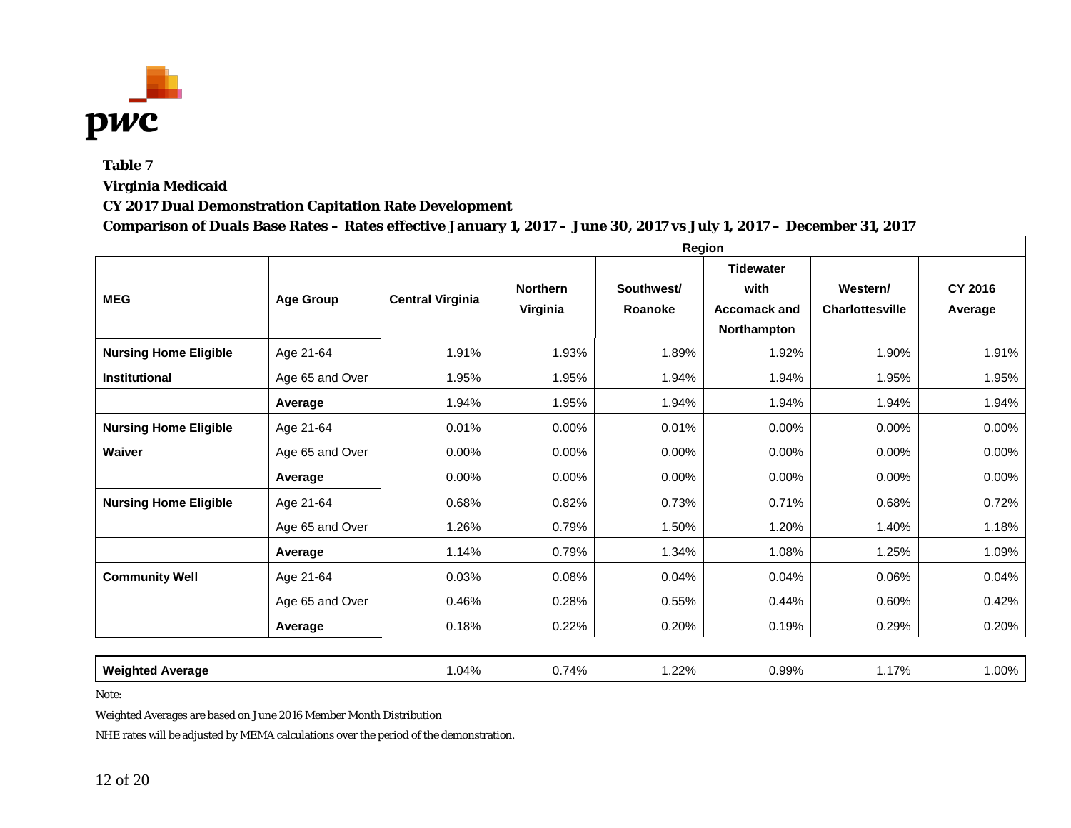**Table 7**

**Virginia Medicaid**

**CY 2017 Dual Demonstration Capitation Rate Development**

**Comparison of Duals Base Rates – Rates effective January 1, 2017 – June 30, 2017 vs July 1, 2017 – December 31, 2017**

| | | Region | | | | | |
|---|---|---|---|---|---|---|---|
| **MEG** | **Age Group** | **Central Virginia** | **Northern Virginia** | **Southwest/ Roanoke** | **Tidewater with Accomack and Northampton** | **Western/ Charlottesville** | **CY 2016 Average** |
| **Nursing Home Eligible** | Age 21-64 | 1.91% | 1.93% | 1.89% | 1.92% | 1.90% | 1.91% |
| **Institutional** | Age 65 and Over | 1.95% | 1.95% | 1.94% | 1.94% | 1.95% | 1.95% |
| | **Average** | 1.94% | 1.95% | 1.94% | 1.94% | 1.94% | 1.94% |
| **Nursing Home Eligible** | Age 21-64 | 0.01% | 0.00% | 0.01% | 0.00% | 0.00% | 0.00% |
| **Waiver** | Age 65 and Over | 0.00% | 0.00% | 0.00% | 0.00% | 0.00% | 0.00% |
| | **Average** | 0.00% | 0.00% | 0.00% | 0.00% | 0.00% | 0.00% |
| **Nursing Home Eligible** | Age 21-64 | 0.68% | 0.82% | 0.73% | 0.71% | 0.68% | 0.72% |
| | Age 65 and Over | 1.26% | 0.79% | 1.50% | 1.20% | 1.40% | 1.18% |
| | **Average** | 1.14% | 0.79% | 1.34% | 1.08% | 1.25% | 1.09% |
| **Community Well** | Age 21-64 | 0.03% | 0.08% | 0.04% | 0.04% | 0.06% | 0.04% |
| | Age 65 and Over | 0.46% | 0.28% | 0.55% | 0.44% | 0.60% | 0.42% |
| | **Average** | 0.18% | 0.22% | 0.20% | 0.19% | 0.29% | 0.20% |
| **Weighted Average** | | 1.04% | 0.74% | 1.22% | 0.99% | 1.17% | 1.00% |

Note:

Weighted Averages are based on June 2016 Member Month Distribution

NHE rates will be adjusted by MEMA calculations over the period of the demonstration.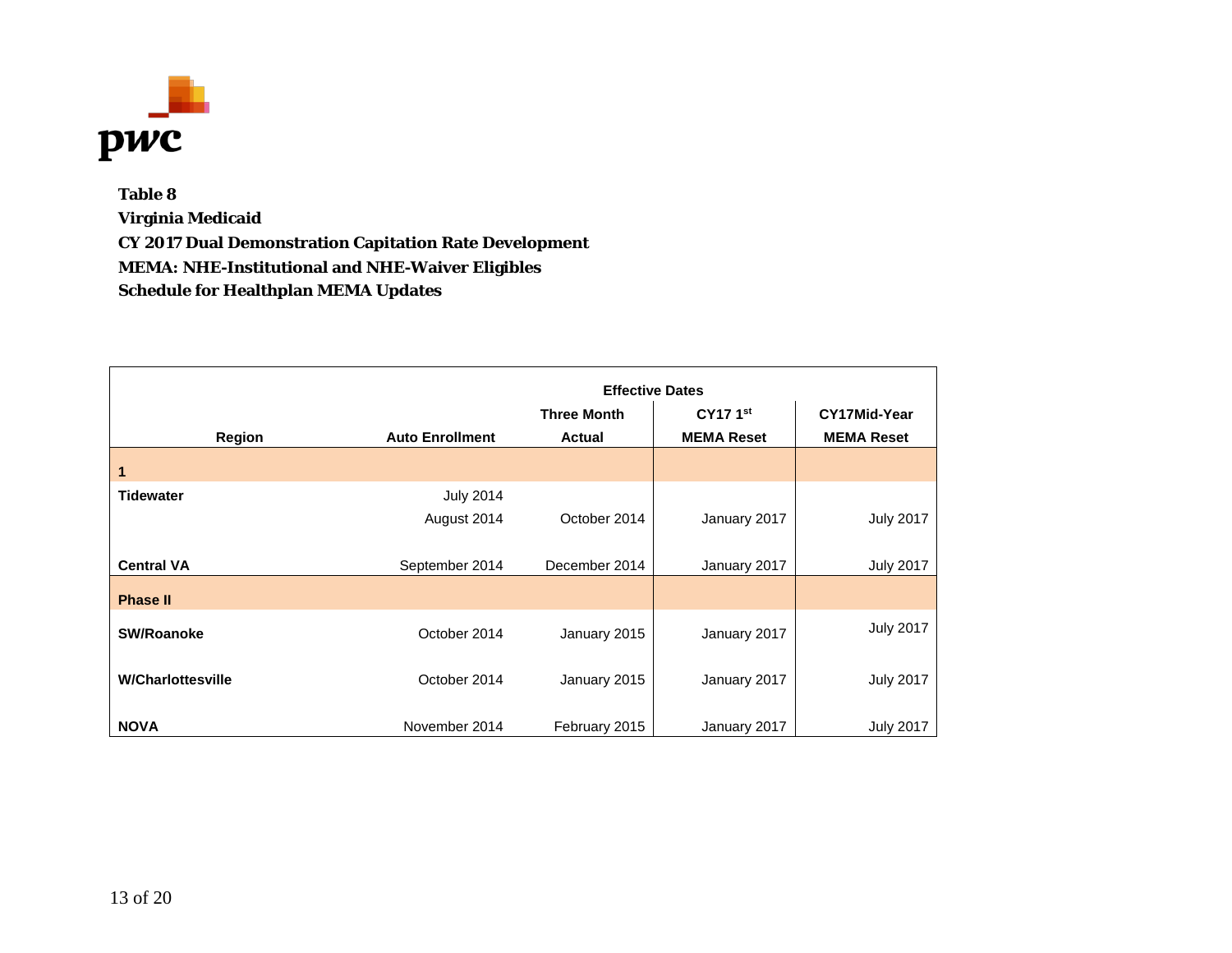**Table 8**
**Virginia Medicaid**
**CY 2017 Dual Demonstration Capitation Rate Development**
**MEMA: NHE-Institutional and NHE-Waiver Eligibles**
**Schedule for Healthplan MEMA Updates**

| | | Effective Dates | | |
|---|---|---|---|---|
| **Region** | **Auto Enrollment** | **Three Month Actual** | **CY17 1st MEMA Reset** | **CY17Mid-Year MEMA Reset** |
| **1** | | | | |
| **Tidewater** | July 2014 | | | |
| | August 2014 | October 2014 | January 2017 | July 2017 |
| **Central VA** | September 2014 | December 2014 | January 2017 | July 2017 |
| **Phase II** | | | | |
| **SW/Roanoke** | October 2014 | January 2015 | January 2017 | July 2017 |
| **W/Charlottesville** | October 2014 | January 2015 | January 2017 | July 2017 |
| **NOVA** | November 2014 | February 2015 | January 2017 | July 2017 |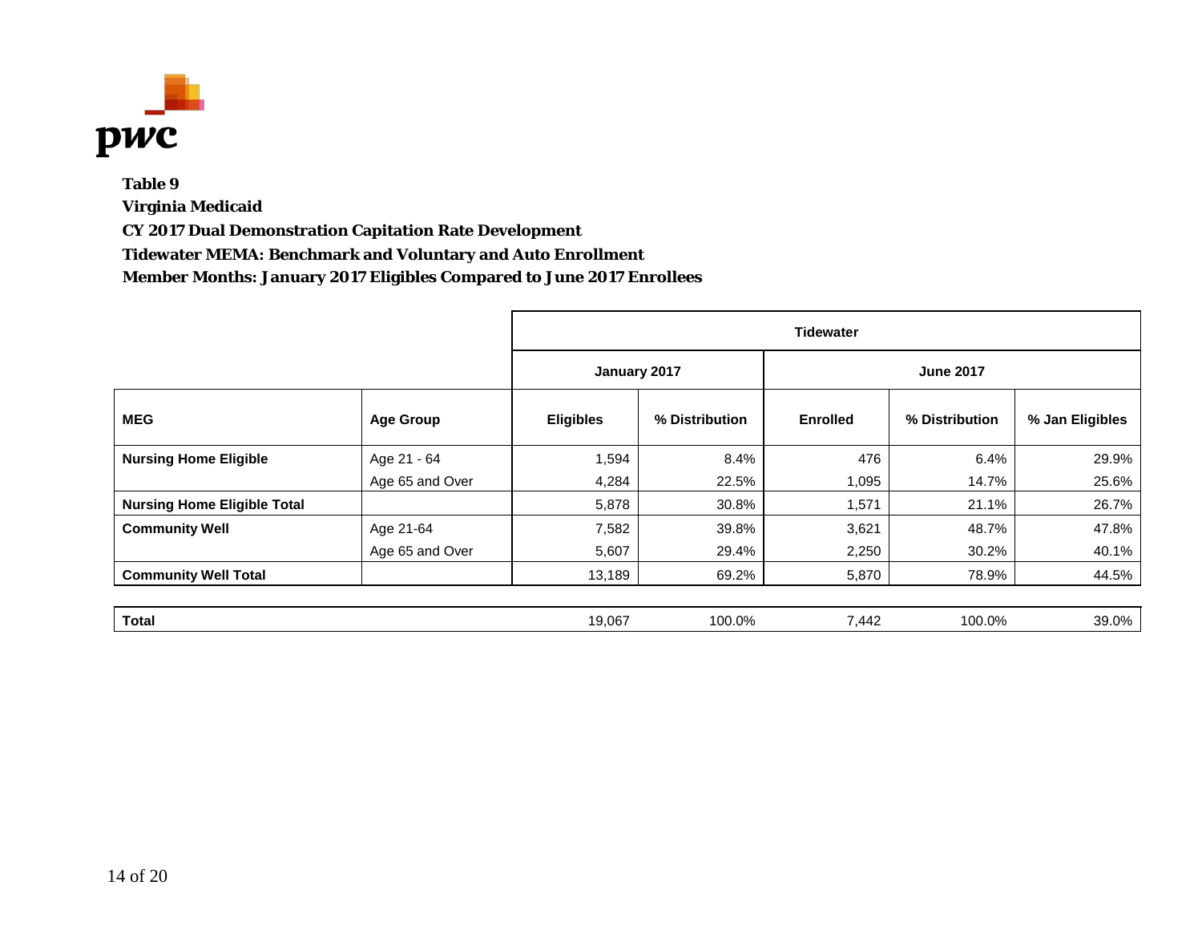**Table 9**
**Virginia Medicaid**
**CY 2017 Dual Demonstration Capitation Rate Development**
**Tidewater MEMA: Benchmark and Voluntary and Auto Enrollment**
**Member Months: January 2017 Eligibles Compared to June 2017 Enrollees**

| | | Tidewater | | | | |
|---|---|---|---|---|---|---|
| | | January 2017 | | June 2017 | | |
| **MEG** | **Age Group** | **Eligibles** | **% Distribution** | **Enrolled** | **% Distribution** | **% Jan Eligibles** |
| **Nursing Home Eligible** | Age 21 - 64 | 1,594 | 8.4% | 476 | 6.4% | 29.9% |
| | Age 65 and Over | 4,284 | 22.5% | 1,095 | 14.7% | 25.6% |
| **Nursing Home Eligible Total** | | 5,878 | 30.8% | 1,571 | 21.1% | 26.7% |
| **Community Well** | Age 21-64 | 7,582 | 39.8% | 3,621 | 48.7% | 47.8% |
| | Age 65 and Over | 5,607 | 29.4% | 2,250 | 30.2% | 40.1% |
| **Community Well Total** | | 13,189 | 69.2% | 5,870 | 78.9% | 44.5% |
| **Total** | | 19,067 | 100.0% | 7,442 | 100.0% | 39.0% |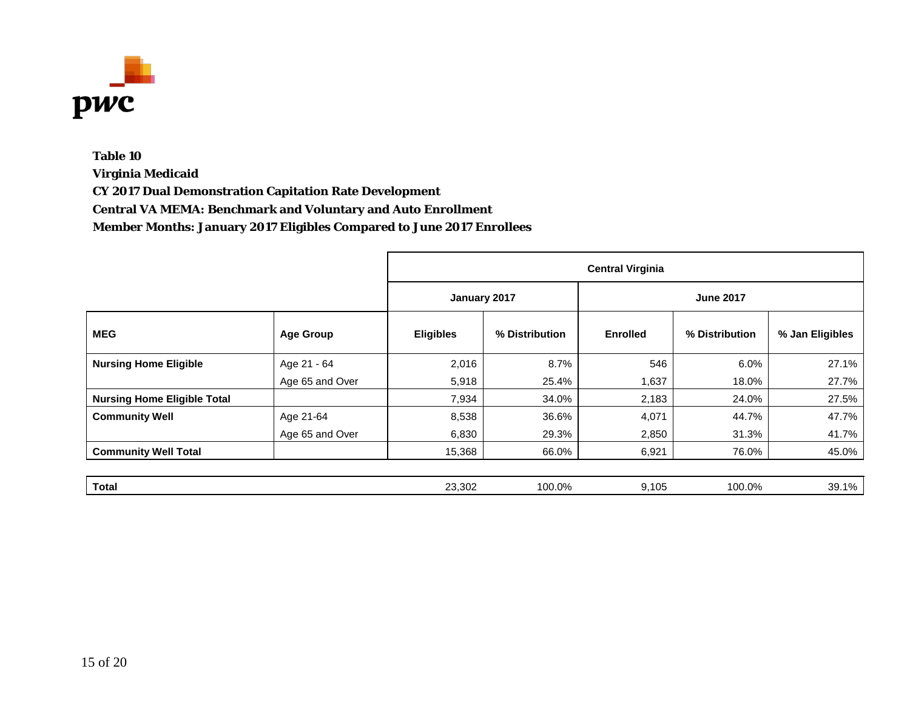**Table 10**
**Virginia Medicaid**
**CY 2017 Dual Demonstration Capitation Rate Development**
**Central VA MEMA: Benchmark and Voluntary and Auto Enrollment**
**Member Months: January 2017 Eligibles Compared to June 2017 Enrollees**

| | | Central Virginia | | | | |
|---|---|---|---|---|---|---|
| | | January 2017 | | June 2017 | | |
| **MEG** | **Age Group** | **Eligibles** | **% Distribution** | **Enrolled** | **% Distribution** | **% Jan Eligibles** |
| **Nursing Home Eligible** | Age 21 - 64 | 2,016 | 8.7% | 546 | 6.0% | 27.1% |
| | Age 65 and Over | 5,918 | 25.4% | 1,637 | 18.0% | 27.7% |
| **Nursing Home Eligible Total** | | 7,934 | 34.0% | 2,183 | 24.0% | 27.5% |
| **Community Well** | Age 21-64 | 8,538 | 36.6% | 4,071 | 44.7% | 47.7% |
| | Age 65 and Over | 6,830 | 29.3% | 2,850 | 31.3% | 41.7% |
| **Community Well Total** | | 15,368 | 66.0% | 6,921 | 76.0% | 45.0% |
| **Total** | | 23,302 | 100.0% | 9,105 | 100.0% | 39.1% |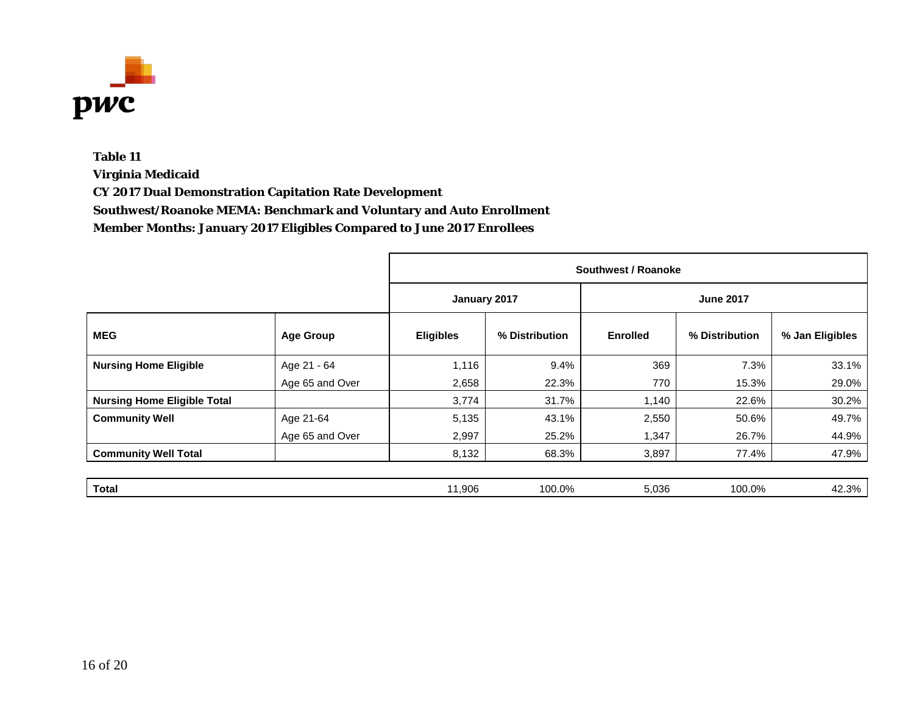**Table 11**
**Virginia Medicaid**
**CY 2017 Dual Demonstration Capitation Rate Development**
**Southwest/Roanoke MEMA: Benchmark and Voluntary and Auto Enrollment**
**Member Months: January 2017 Eligibles Compared to June 2017 Enrollees**

| | | Southwest / Roanoke | | | | |
|---|---|---|---|---|---|---|
| | | January 2017 | | June 2017 | | |
| **MEG** | **Age Group** | **Eligibles** | **% Distribution** | **Enrolled** | **% Distribution** | **% Jan Eligibles** |
| **Nursing Home Eligible** | Age 21 - 64 | 1,116 | 9.4% | 369 | 7.3% | 33.1% |
| | Age 65 and Over | 2,658 | 22.3% | 770 | 15.3% | 29.0% |
| **Nursing Home Eligible Total** | | 3,774 | 31.7% | 1,140 | 22.6% | 30.2% |
| **Community Well** | Age 21-64 | 5,135 | 43.1% | 2,550 | 50.6% | 49.7% |
| | Age 65 and Over | 2,997 | 25.2% | 1,347 | 26.7% | 44.9% |
| **Community Well Total** | | 8,132 | 68.3% | 3,897 | 77.4% | 47.9% |
| **Total** | | 11,906 | 100.0% | 5,036 | 100.0% | 42.3% |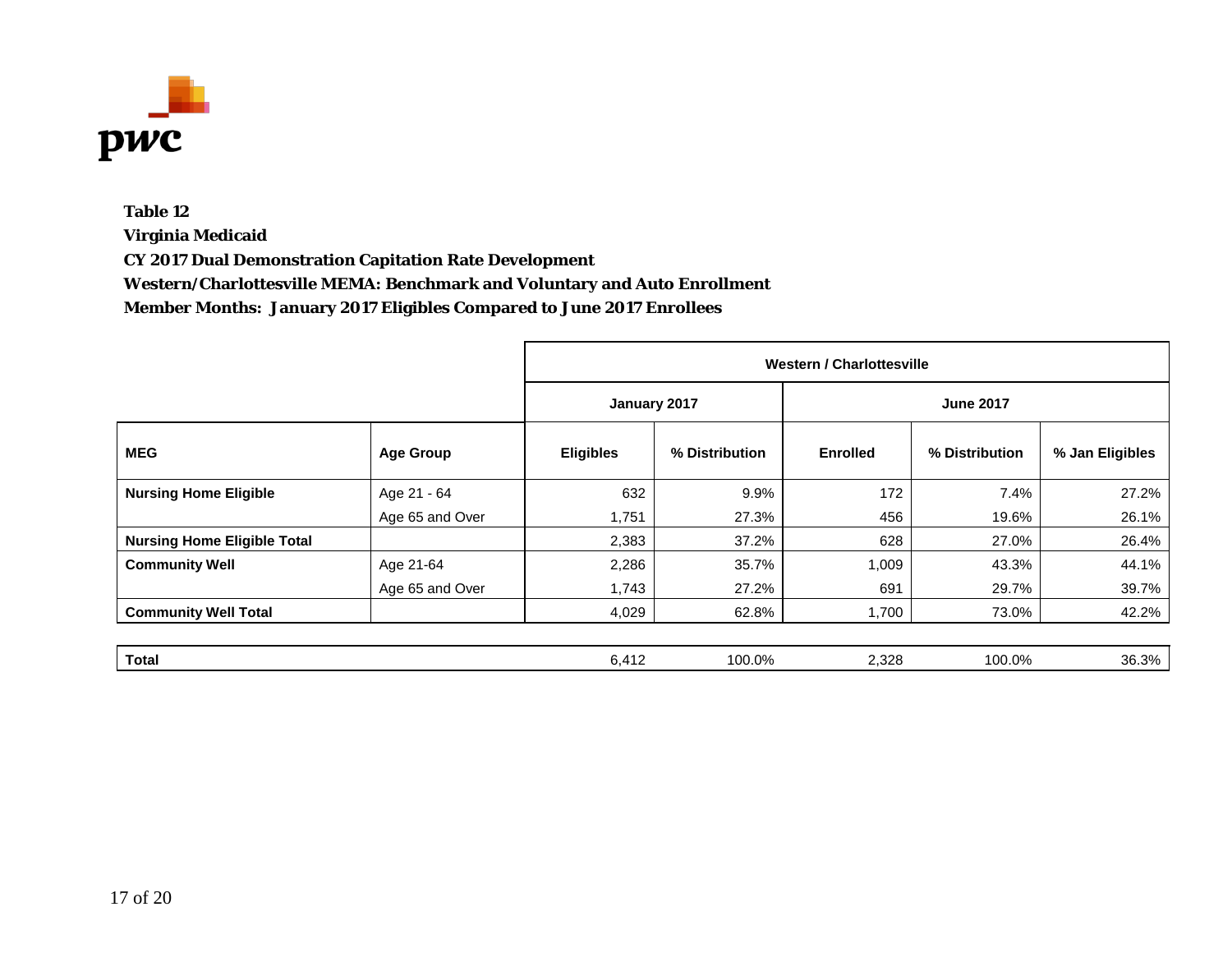**Table 12**
**Virginia Medicaid**
**CY 2017 Dual Demonstration Capitation Rate Development**
**Western/Charlottesville MEMA: Benchmark and Voluntary and Auto Enrollment**
**Member Months: January 2017 Eligibles Compared to June 2017 Enrollees**

| | | Western / Charlottesville | | | | |
|---|---|---|---|---|---|---|
| | | January 2017 | | June 2017 | | |
| **MEG** | **Age Group** | **Eligibles** | **% Distribution** | **Enrolled** | **% Distribution** | **% Jan Eligibles** |
| **Nursing Home Eligible** | Age 21 - 64 | 632 | 9.9% | 172 | 7.4% | 27.2% |
| | Age 65 and Over | 1,751 | 27.3% | 456 | 19.6% | 26.1% |
| **Nursing Home Eligible Total** | | 2,383 | 37.2% | 628 | 27.0% | 26.4% |
| **Community Well** | Age 21-64 | 2,286 | 35.7% | 1,009 | 43.3% | 44.1% |
| | Age 65 and Over | 1,743 | 27.2% | 691 | 29.7% | 39.7% |
| **Community Well Total** | | 4,029 | 62.8% | 1,700 | 73.0% | 42.2% |
| **Total** | | 6,412 | 100.0% | 2,328 | 100.0% | 36.3% |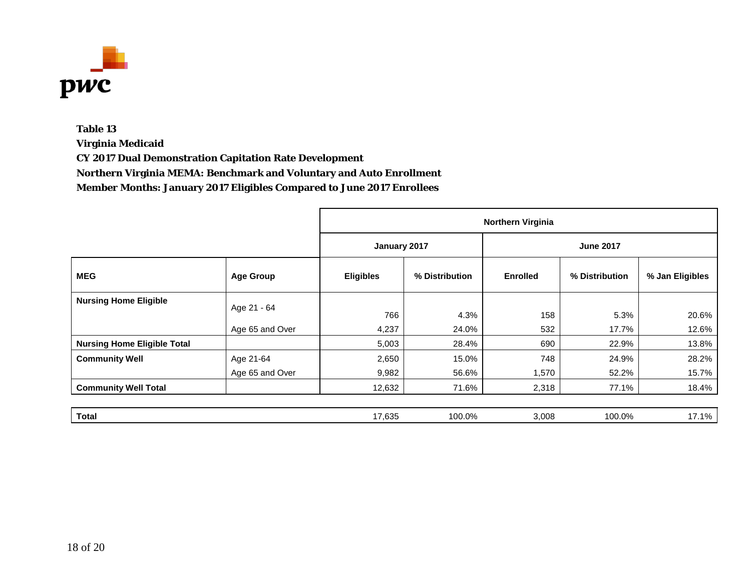**Table 13**
**Virginia Medicaid**
**CY 2017 Dual Demonstration Capitation Rate Development**
**Northern Virginia MEMA: Benchmark and Voluntary and Auto Enrollment**
**Member Months: January 2017 Eligibles Compared to June 2017 Enrollees**

| | | Northern Virginia | | | | |
|---|---|---|---|---|---|---|
| | | January 2017 | | June 2017 | | |
| **MEG** | **Age Group** | **Eligibles** | **% Distribution** | **Enrolled** | **% Distribution** | **% Jan Eligibles** |
| **Nursing Home Eligible** | Age 21 - 64 | 766 | 4.3% | 158 | 5.3% | 20.6% |
| | Age 65 and Over | 4,237 | 24.0% | 532 | 17.7% | 12.6% |
| **Nursing Home Eligible Total** | | 5,003 | 28.4% | 690 | 22.9% | 13.8% |
| **Community Well** | Age 21-64 | 2,650 | 15.0% | 748 | 24.9% | 28.2% |
| | Age 65 and Over | 9,982 | 56.6% | 1,570 | 52.2% | 15.7% |
| **Community Well Total** | | 12,632 | 71.6% | 2,318 | 77.1% | 18.4% |
| **Total** | | 17,635 | 100.0% | 3,008 | 100.0% | 17.1% |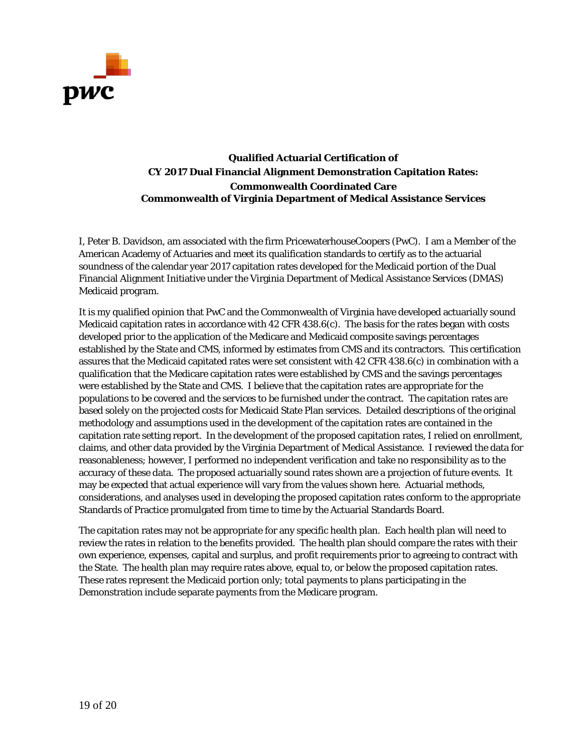**Qualified Actuarial Certification of**
**CY 2017 Dual Financial Alignment Demonstration Capitation Rates:**
**Commonwealth Coordinated Care**
**Commonwealth of Virginia Department of Medical Assistance Services**

I, Peter B. Davidson, am associated with the firm PricewaterhouseCoopers (PwC). I am a Member of the American Academy of Actuaries and meet its qualification standards to certify as to the actuarial soundness of the calendar year 2017 capitation rates developed for the Medicaid portion of the Dual Financial Alignment Initiative under the Virginia Department of Medical Assistance Services (DMAS) Medicaid program.

It is my qualified opinion that PwC and the Commonwealth of Virginia have developed actuarially sound Medicaid capitation rates in accordance with 42 CFR 438.6(c). The basis for the rates began with costs developed prior to the application of the Medicare and Medicaid composite savings percentages established by the State and CMS, informed by estimates from CMS and its contractors. This certification assures that the Medicaid capitated rates were set consistent with 42 CFR 438.6(c) in combination with a qualification that the Medicare capitation rates were established by CMS and the savings percentages were established by the State and CMS. I believe that the capitation rates are appropriate for the populations to be covered and the services to be furnished under the contract. The capitation rates are based solely on the projected costs for Medicaid State Plan services. Detailed descriptions of the original methodology and assumptions used in the development of the capitation rates are contained in the capitation rate setting report. In the development of the proposed capitation rates, I relied on enrollment, claims, and other data provided by the Virginia Department of Medical Assistance. I reviewed the data for reasonableness; however, I performed no independent verification and take no responsibility as to the accuracy of these data. The proposed actuarially sound rates shown are a projection of future events. It may be expected that actual experience will vary from the values shown here. Actuarial methods, considerations, and analyses used in developing the proposed capitation rates conform to the appropriate Standards of Practice promulgated from time to time by the Actuarial Standards Board.

The capitation rates may not be appropriate for any specific health plan. Each health plan will need to review the rates in relation to the benefits provided. The health plan should compare the rates with their own experience, expenses, capital and surplus, and profit requirements prior to agreeing to contract with the State. The health plan may require rates above, equal to, or below the proposed capitation rates. These rates represent the Medicaid portion only; total payments to plans participating in the Demonstration include separate payments from the Medicare program.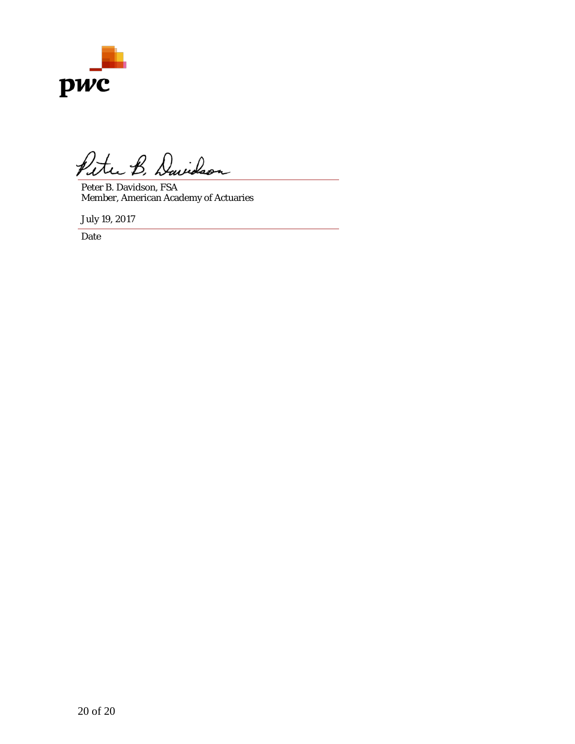Peter B. Davidson, FSA
Member, American Academy of Actuaries

July 19, 2017

Date